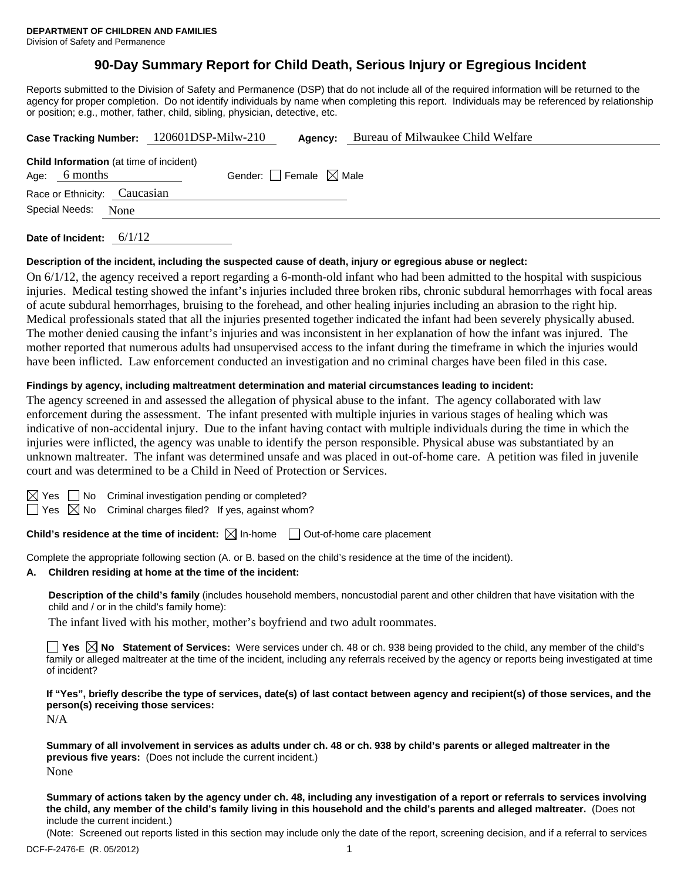**DEPARTMENT OF CHILDREN AND FAMILIES**
Division of Safety and Permanence

# 90-Day Summary Report for Child Death, Serious Injury or Egregious Incident

Reports submitted to the Division of Safety and Permanence (DSP) that do not include all of the required information will be returned to the agency for proper completion. Do not identify individuals by name when completing this report. Individuals may be referenced by relationship or position; e.g., mother, father, child, sibling, physician, detective, etc.

**Case Tracking Number:** 120601DSP-Milw-210 **Agency:** Bureau of Milwaukee Child Welfare

**Child Information** (at time of incident)
Age: 6 months Gender: ☐ Female ☒ Male
Race or Ethnicity: Caucasian
Special Needs: None

**Date of Incident:** 6/1/12

**Description of the incident, including the suspected cause of death, injury or egregious abuse or neglect:**

On 6/1/12, the agency received a report regarding a 6-month-old infant who had been admitted to the hospital with suspicious injuries. Medical testing showed the infant's injuries included three broken ribs, chronic subdural hemorrhages with focal areas of acute subdural hemorrhages, bruising to the forehead, and other healing injuries including an abrasion to the right hip. Medical professionals stated that all the injuries presented together indicated the infant had been severely physically abused. The mother denied causing the infant's injuries and was inconsistent in her explanation of how the infant was injured. The mother reported that numerous adults had unsupervised access to the infant during the timeframe in which the injuries would have been inflicted. Law enforcement conducted an investigation and no criminal charges have been filed in this case.

**Findings by agency, including maltreatment determination and material circumstances leading to incident:**

The agency screened in and assessed the allegation of physical abuse to the infant. The agency collaborated with law enforcement during the assessment. The infant presented with multiple injuries in various stages of healing which was indicative of non-accidental injury. Due to the infant having contact with multiple individuals during the time in which the injuries were inflicted, the agency was unable to identify the person responsible. Physical abuse was substantiated by an unknown maltreater. The infant was determined unsafe and was placed in out-of-home care. A petition was filed in juvenile court and was determined to be a Child in Need of Protection or Services.

☒ Yes ☐ No Criminal investigation pending or completed?
☐ Yes ☒ No Criminal charges filed? If yes, against whom?

**Child's residence at the time of incident:** ☒ In-home ☐ Out-of-home care placement

Complete the appropriate following section (A. or B. based on the child's residence at the time of the incident).

**A. Children residing at home at the time of the incident:**

**Description of the child's family** (includes household members, noncustodial parent and other children that have visitation with the child and / or in the child's family home):

The infant lived with his mother, mother's boyfriend and two adult roommates.

☐ **Yes** ☒ **No Statement of Services:** Were services under ch. 48 or ch. 938 being provided to the child, any member of the child's family or alleged maltreater at the time of the incident, including any referrals received by the agency or reports being investigated at time of incident?

**If "Yes", briefly describe the type of services, date(s) of last contact between agency and recipient(s) of those services, and the person(s) receiving those services:**

N/A

**Summary of all involvement in services as adults under ch. 48 or ch. 938 by child's parents or alleged maltreater in the previous five years:** (Does not include the current incident.)

None

**Summary of actions taken by the agency under ch. 48, including any investigation of a report or referrals to services involving the child, any member of the child's family living in this household and the child's parents and alleged maltreater.** (Does not include the current incident.)

(Note: Screened out reports listed in this section may include only the date of the report, screening decision, and if a referral to services

DCF-F-2476-E (R. 05/2012)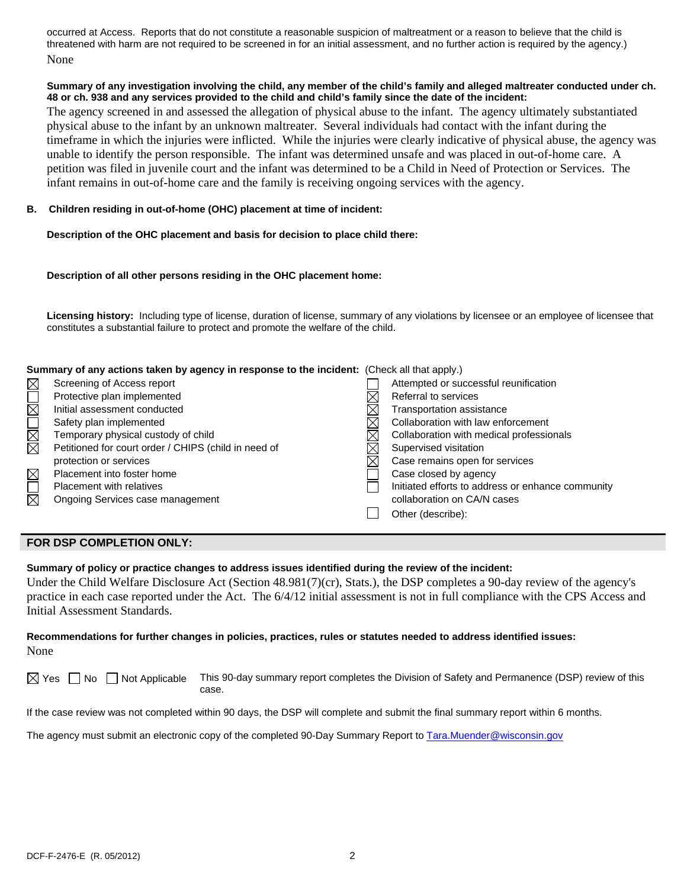occurred at Access. Reports that do not constitute a reasonable suspicion of maltreatment or a reason to believe that the child is threatened with harm are not required to be screened in for an initial assessment, and no further action is required by the agency.)

None

**Summary of any investigation involving the child, any member of the child's family and alleged maltreater conducted under ch. 48 or ch. 938 and any services provided to the child and child's family since the date of the incident:**

The agency screened in and assessed the allegation of physical abuse to the infant. The agency ultimately substantiated physical abuse to the infant by an unknown maltreater. Several individuals had contact with the infant during the timeframe in which the injuries were inflicted. While the injuries were clearly indicative of physical abuse, the agency was unable to identify the person responsible. The infant was determined unsafe and was placed in out-of-home care. A petition was filed in juvenile court and the infant was determined to be a Child in Need of Protection or Services. The infant remains in out-of-home care and the family is receiving ongoing services with the agency.

**B. Children residing in out-of-home (OHC) placement at time of incident:**

**Description of the OHC placement and basis for decision to place child there:**

**Description of all other persons residing in the OHC placement home:**

**Licensing history:** Including type of license, duration of license, summary of any violations by licensee or an employee of licensee that constitutes a substantial failure to protect and promote the welfare of the child.

**Summary of any actions taken by agency in response to the incident:** (Check all that apply.)

- ☒ Screening of Access report
- ☐ Protective plan implemented
- ☒ Initial assessment conducted
- ☐ Safety plan implemented
- ☒ Temporary physical custody of child
- ☒ Petitioned for court order / CHIPS (child in need of protection or services
- ☒ Placement into foster home
- ☐ Placement with relatives
- ☒ Ongoing Services case management
- ☐ Attempted or successful reunification
- ☒ Referral to services
- ☒ Transportation assistance
- ☒ Collaboration with law enforcement
- ☒ Collaboration with medical professionals
- ☒ Supervised visitation
- ☒ Case remains open for services
- ☐ Case closed by agency
- ☐ Initiated efforts to address or enhance community collaboration on CA/N cases
- ☐ Other (describe):

## FOR DSP COMPLETION ONLY:

**Summary of policy or practice changes to address issues identified during the review of the incident:**

Under the Child Welfare Disclosure Act (Section 48.981(7)(cr), Stats.), the DSP completes a 90-day review of the agency's practice in each case reported under the Act. The 6/4/12 initial assessment is not in full compliance with the CPS Access and Initial Assessment Standards.

**Recommendations for further changes in policies, practices, rules or statutes needed to address identified issues:**

None

☒ Yes ☐ No ☐ Not Applicable This 90-day summary report completes the Division of Safety and Permanence (DSP) review of this case.

If the case review was not completed within 90 days, the DSP will complete and submit the final summary report within 6 months.

The agency must submit an electronic copy of the completed 90-Day Summary Report to Tara.Muender@wisconsin.gov

DCF-F-2476-E (R. 05/2012)